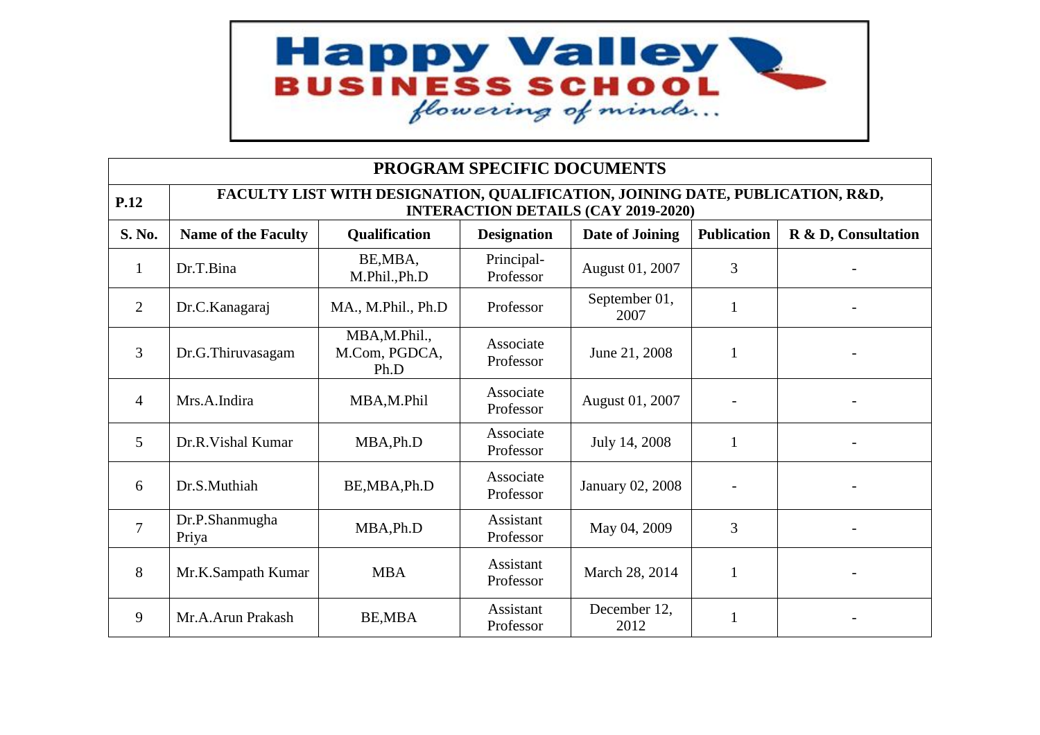**Happy Valley BUSINESS SCHOOL**
*flowering of minds...*

## PROGRAM SPECIFIC DOCUMENTS

**P.12** — **FACULTY LIST WITH DESIGNATION, QUALIFICATION, JOINING DATE, PUBLICATION, R&D, INTERACTION DETAILS (CAY 2019-2020)**

| S. No. | Name of the Faculty | Qualification | Designation | Date of Joining | Publication | R & D, Consultation |
|---|---|---|---|---|---|---|
| 1 | Dr.T.Bina | BE,MBA, M.Phil.,Ph.D | Principal-Professor | August 01, 2007 | 3 | - |
| 2 | Dr.C.Kanagaraj | MA., M.Phil., Ph.D | Professor | September 01, 2007 | 1 | - |
| 3 | Dr.G.Thiruvasagam | MBA,M.Phil., M.Com, PGDCA, Ph.D | Associate Professor | June 21, 2008 | 1 | - |
| 4 | Mrs.A.Indira | MBA,M.Phil | Associate Professor | August 01, 2007 | - | - |
| 5 | Dr.R.Vishal Kumar | MBA,Ph.D | Associate Professor | July 14, 2008 | 1 | - |
| 6 | Dr.S.Muthiah | BE,MBA,Ph.D | Associate Professor | January 02, 2008 | - | - |
| 7 | Dr.P.Shanmugha Priya | MBA,Ph.D | Assistant Professor | May 04, 2009 | 3 | - |
| 8 | Mr.K.Sampath Kumar | MBA | Assistant Professor | March 28, 2014 | 1 | - |
| 9 | Mr.A.Arun Prakash | BE,MBA | Assistant Professor | December 12, 2012 | 1 | - |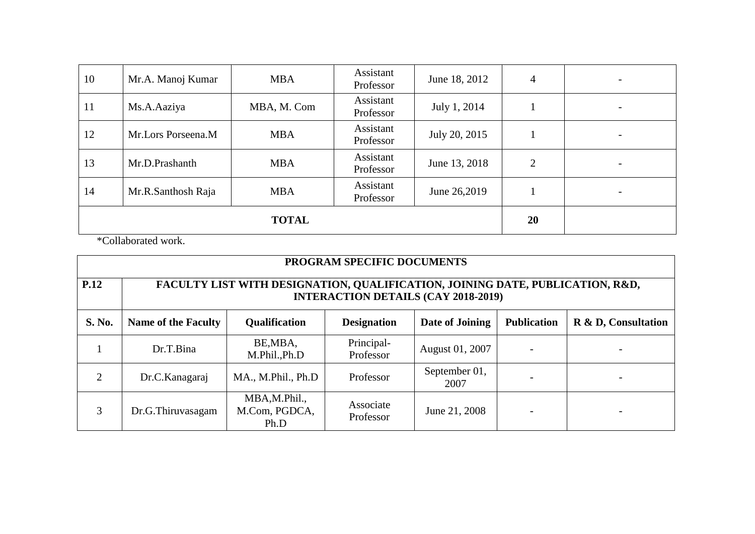| 10 | Mr.A. Manoj Kumar | MBA | Assistant Professor | June 18, 2012 | 4 | - |
|---|---|---|---|---|---|---|
| 11 | Ms.A.Aaziya | MBA, M. Com | Assistant Professor | July 1, 2014 | 1 | - |
| 12 | Mr.Lors Porseena.M | MBA | Assistant Professor | July 20, 2015 | 1 | - |
| 13 | Mr.D.Prashanth | MBA | Assistant Professor | June 13, 2018 | 2 | - |
| 14 | Mr.R.Santhosh Raja | MBA | Assistant Professor | June 26,2019 | 1 | - |
| **TOTAL** | | | | | **20** | |

*Collaborated work.

| **PROGRAM SPECIFIC DOCUMENTS** | | | | | | |
|---|---|---|---|---|---|---|
| **P.12** | **FACULTY LIST WITH DESIGNATION, QUALIFICATION, JOINING DATE, PUBLICATION, R&D, INTERACTION DETAILS (CAY 2018-2019)** | | | | | |
| **S. No.** | **Name of the Faculty** | **Qualification** | **Designation** | **Date of Joining** | **Publication** | **R & D, Consultation** |
| 1 | Dr.T.Bina | BE,MBA, M.Phil.,Ph.D | Principal-Professor | August 01, 2007 | - | - |
| 2 | Dr.C.Kanagaraj | MA., M.Phil., Ph.D | Professor | September 01, 2007 | - | - |
| 3 | Dr.G.Thiruvasagam | MBA,M.Phil., M.Com, PGDCA, Ph.D | Associate Professor | June 21, 2008 | - | - |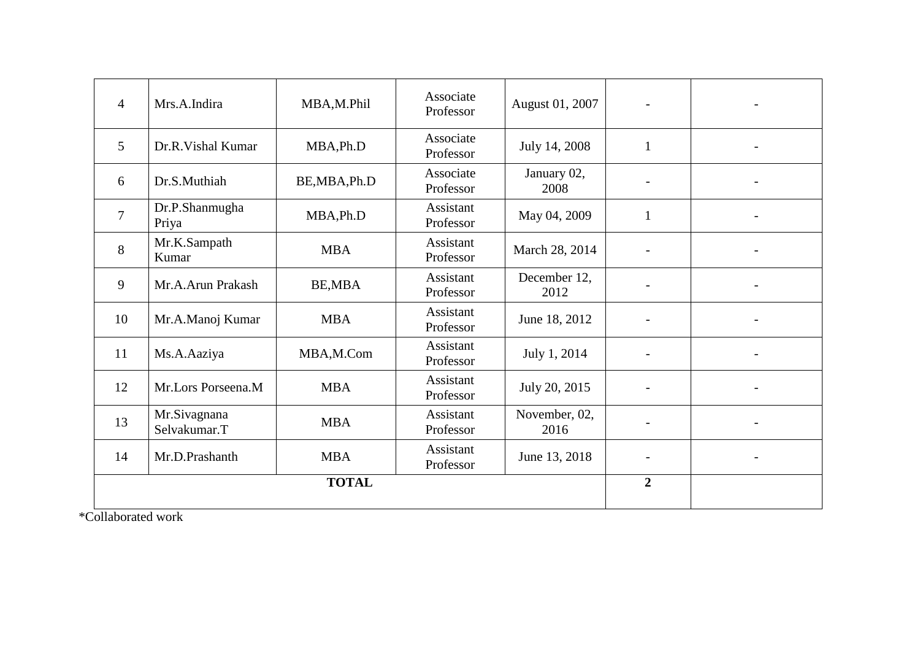| 4 | Mrs.A.Indira | MBA,M.Phil | Associate Professor | August 01, 2007 | - | - |
|---|---|---|---|---|---|---|
| 5 | Dr.R.Vishal Kumar | MBA,Ph.D | Associate Professor | July 14, 2008 | 1 | - |
| 6 | Dr.S.Muthiah | BE,MBA,Ph.D | Associate Professor | January 02, 2008 | - | - |
| 7 | Dr.P.Shanmugha Priya | MBA,Ph.D | Assistant Professor | May 04, 2009 | 1 | - |
| 8 | Mr.K.Sampath Kumar | MBA | Assistant Professor | March 28, 2014 | - | - |
| 9 | Mr.A.Arun Prakash | BE,MBA | Assistant Professor | December 12, 2012 | - | - |
| 10 | Mr.A.Manoj Kumar | MBA | Assistant Professor | June 18, 2012 | - | - |
| 11 | Ms.A.Aaziya | MBA,M.Com | Assistant Professor | July 1, 2014 | - | - |
| 12 | Mr.Lors Porseena.M | MBA | Assistant Professor | July 20, 2015 | - | - |
| 13 | Mr.Sivagnana Selvakumar.T | MBA | Assistant Professor | November, 02, 2016 | - | - |
| 14 | Mr.D.Prashanth | MBA | Assistant Professor | June 13, 2018 | - | - |
| **TOTAL** | | | | | **2** | |

*Collaborated work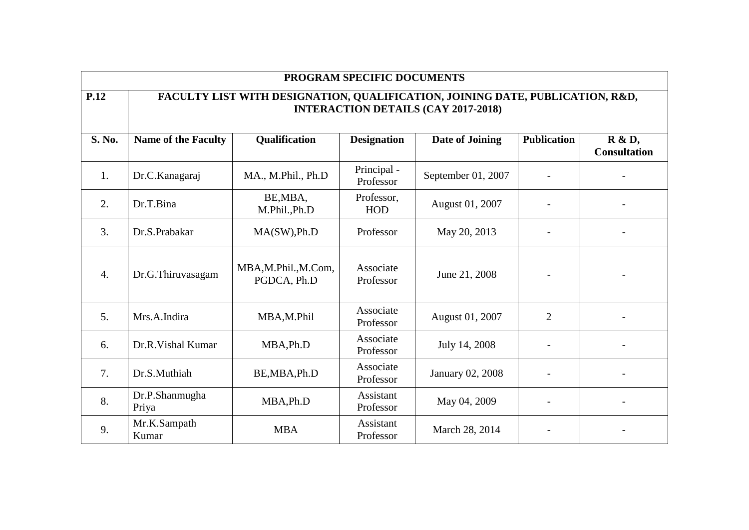| PROGRAM SPECIFIC DOCUMENTS | | | | | | |
|---|---|---|---|---|---|---|
| **P.12** | **FACULTY LIST WITH DESIGNATION, QUALIFICATION, JOINING DATE, PUBLICATION, R&D, INTERACTION DETAILS (CAY 2017-2018)** | | | | | |
| **S. No.** | **Name of the Faculty** | **Qualification** | **Designation** | **Date of Joining** | **Publication** | **R & D, Consultation** |
| 1. | Dr.C.Kanagaraj | MA., M.Phil., Ph.D | Principal - Professor | September 01, 2007 | - | - |
| 2. | Dr.T.Bina | BE,MBA, M.Phil.,Ph.D | Professor, HOD | August 01, 2007 | - | - |
| 3. | Dr.S.Prabakar | MA(SW),Ph.D | Professor | May 20, 2013 | - | - |
| 4. | Dr.G.Thiruvasagam | MBA,M.Phil.,M.Com, PGDCA, Ph.D | Associate Professor | June 21, 2008 | - | - |
| 5. | Mrs.A.Indira | MBA,M.Phil | Associate Professor | August 01, 2007 | 2 | - |
| 6. | Dr.R.Vishal Kumar | MBA,Ph.D | Associate Professor | July 14, 2008 | - | - |
| 7. | Dr.S.Muthiah | BE,MBA,Ph.D | Associate Professor | January 02, 2008 | - | - |
| 8. | Dr.P.Shanmugha Priya | MBA,Ph.D | Assistant Professor | May 04, 2009 | - | - |
| 9. | Mr.K.Sampath Kumar | MBA | Assistant Professor | March 28, 2014 | - | - |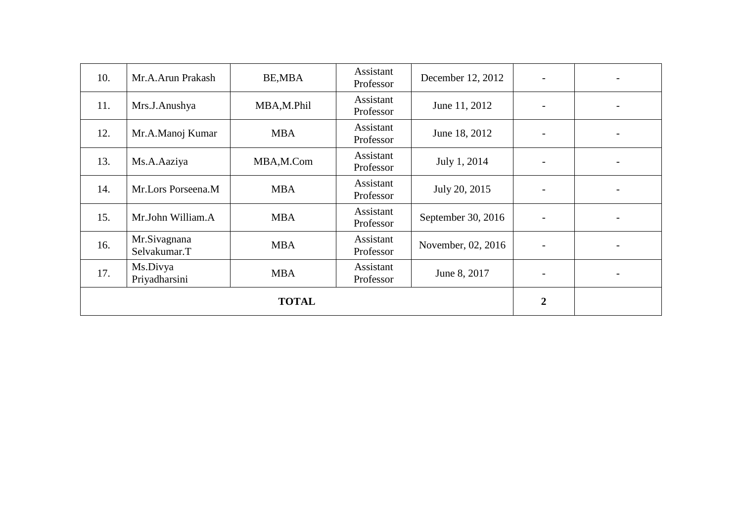| | | | | | | |
|---|---|---|---|---|---|---|
| 10. | Mr.A.Arun Prakash | BE,MBA | Assistant Professor | December 12, 2012 | - | - |
| 11. | Mrs.J.Anushya | MBA,M.Phil | Assistant Professor | June 11, 2012 | - | - |
| 12. | Mr.A.Manoj Kumar | MBA | Assistant Professor | June 18, 2012 | - | - |
| 13. | Ms.A.Aaziya | MBA,M.Com | Assistant Professor | July 1, 2014 | - | - |
| 14. | Mr.Lors Porseena.M | MBA | Assistant Professor | July 20, 2015 | - | - |
| 15. | Mr.John William.A | MBA | Assistant Professor | September 30, 2016 | - | - |
| 16. | Mr.Sivagnana Selvakumar.T | MBA | Assistant Professor | November, 02, 2016 | - | - |
| 17. | Ms.Divya Priyadharsini | MBA | Assistant Professor | June 8, 2017 | - | - |
| **TOTAL** | | | | | **2** | |